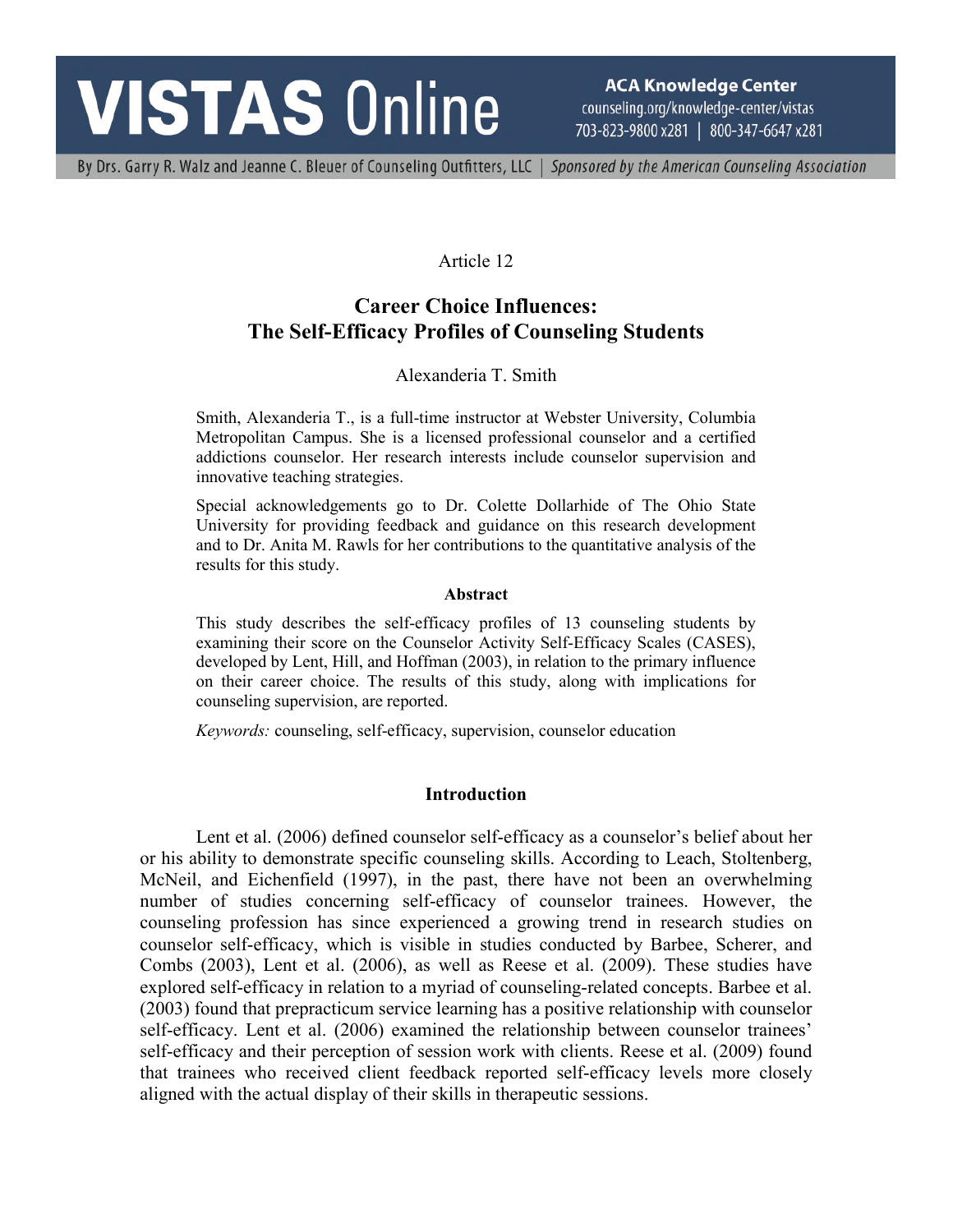Article 12

# Career Choice Influences: The Self-Efficacy Profiles of Counseling Students

Alexanderia T. Smith

Smith, Alexanderia T., is a full-time instructor at Webster University, Columbia Metropolitan Campus. She is a licensed professional counselor and a certified addictions counselor. Her research interests include counselor supervision and innovative teaching strategies.

Special acknowledgements go to Dr. Colette Dollarhide of The Ohio State University for providing feedback and guidance on this research development and to Dr. Anita M. Rawls for her contributions to the quantitative analysis of the results for this study.

### Abstract

This study describes the self-efficacy profiles of 13 counseling students by examining their score on the Counselor Activity Self-Efficacy Scales (CASES), developed by Lent, Hill, and Hoffman (2003), in relation to the primary influence on their career choice. The results of this study, along with implications for counseling supervision, are reported.

*Keywords:* counseling, self-efficacy, supervision, counselor education

## Introduction

Lent et al. (2006) defined counselor self-efficacy as a counselor's belief about her or his ability to demonstrate specific counseling skills. According to Leach, Stoltenberg, McNeil, and Eichenfield (1997), in the past, there have not been an overwhelming number of studies concerning self-efficacy of counselor trainees. However, the counseling profession has since experienced a growing trend in research studies on counselor self-efficacy, which is visible in studies conducted by Barbee, Scherer, and Combs (2003), Lent et al. (2006), as well as Reese et al. (2009). These studies have explored self-efficacy in relation to a myriad of counseling-related concepts. Barbee et al. (2003) found that prepracticum service learning has a positive relationship with counselor self-efficacy. Lent et al. (2006) examined the relationship between counselor trainees' self-efficacy and their perception of session work with clients. Reese et al. (2009) found that trainees who received client feedback reported self-efficacy levels more closely aligned with the actual display of their skills in therapeutic sessions.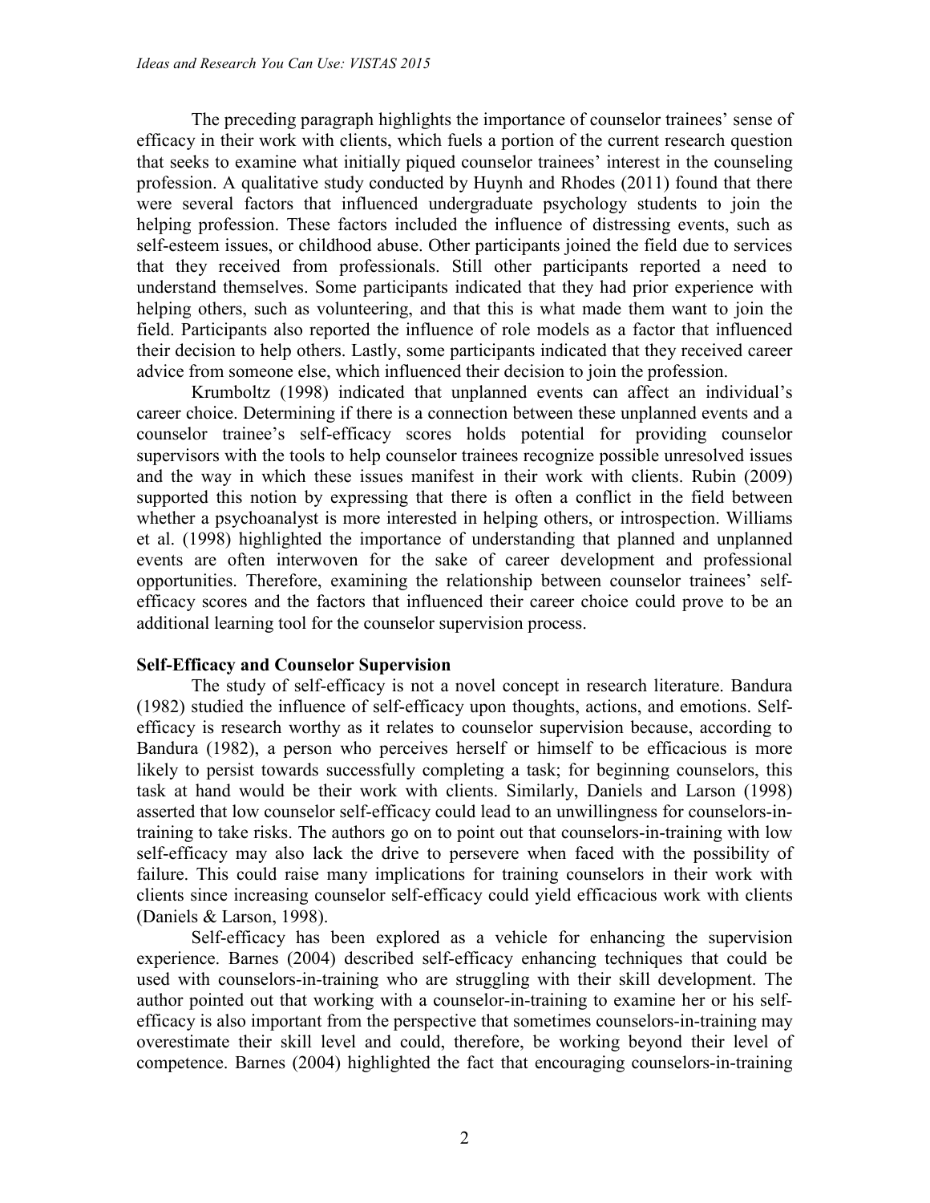The preceding paragraph highlights the importance of counselor trainees' sense of efficacy in their work with clients, which fuels a portion of the current research question that seeks to examine what initially piqued counselor trainees' interest in the counseling profession. A qualitative study conducted by Huynh and Rhodes (2011) found that there were several factors that influenced undergraduate psychology students to join the helping profession. These factors included the influence of distressing events, such as self-esteem issues, or childhood abuse. Other participants joined the field due to services that they received from professionals. Still other participants reported a need to understand themselves. Some participants indicated that they had prior experience with helping others, such as volunteering, and that this is what made them want to join the field. Participants also reported the influence of role models as a factor that influenced their decision to help others. Lastly, some participants indicated that they received career advice from someone else, which influenced their decision to join the profession.

Krumboltz (1998) indicated that unplanned events can affect an individual's career choice. Determining if there is a connection between these unplanned events and a counselor trainee's self-efficacy scores holds potential for providing counselor supervisors with the tools to help counselor trainees recognize possible unresolved issues and the way in which these issues manifest in their work with clients. Rubin (2009) supported this notion by expressing that there is often a conflict in the field between whether a psychoanalyst is more interested in helping others, or introspection. Williams et al. (1998) highlighted the importance of understanding that planned and unplanned events are often interwoven for the sake of career development and professional opportunities. Therefore, examining the relationship between counselor trainees' self-efficacy scores and the factors that influenced their career choice could prove to be an additional learning tool for the counselor supervision process.

### Self-Efficacy and Counselor Supervision

The study of self-efficacy is not a novel concept in research literature. Bandura (1982) studied the influence of self-efficacy upon thoughts, actions, and emotions. Self-efficacy is research worthy as it relates to counselor supervision because, according to Bandura (1982), a person who perceives herself or himself to be efficacious is more likely to persist towards successfully completing a task; for beginning counselors, this task at hand would be their work with clients. Similarly, Daniels and Larson (1998) asserted that low counselor self-efficacy could lead to an unwillingness for counselors-in-training to take risks. The authors go on to point out that counselors-in-training with low self-efficacy may also lack the drive to persevere when faced with the possibility of failure. This could raise many implications for training counselors in their work with clients since increasing counselor self-efficacy could yield efficacious work with clients (Daniels & Larson, 1998).

Self-efficacy has been explored as a vehicle for enhancing the supervision experience. Barnes (2004) described self-efficacy enhancing techniques that could be used with counselors-in-training who are struggling with their skill development. The author pointed out that working with a counselor-in-training to examine her or his self-efficacy is also important from the perspective that sometimes counselors-in-training may overestimate their skill level and could, therefore, be working beyond their level of competence. Barnes (2004) highlighted the fact that encouraging counselors-in-training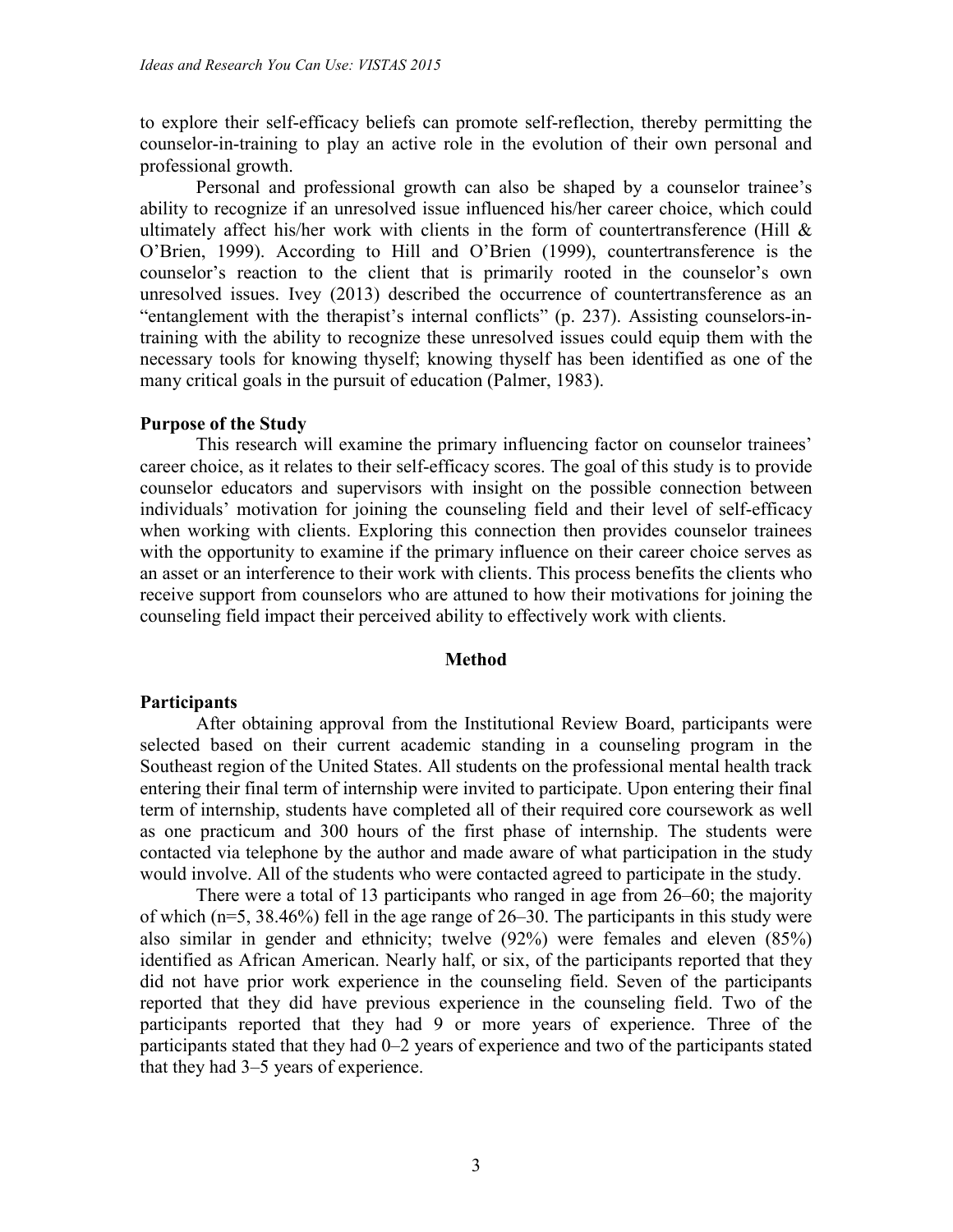to explore their self-efficacy beliefs can promote self-reflection, thereby permitting the counselor-in-training to play an active role in the evolution of their own personal and professional growth.

Personal and professional growth can also be shaped by a counselor trainee's ability to recognize if an unresolved issue influenced his/her career choice, which could ultimately affect his/her work with clients in the form of countertransference (Hill & O'Brien, 1999). According to Hill and O'Brien (1999), countertransference is the counselor's reaction to the client that is primarily rooted in the counselor's own unresolved issues. Ivey (2013) described the occurrence of countertransference as an "entanglement with the therapist's internal conflicts" (p. 237). Assisting counselors-in-training with the ability to recognize these unresolved issues could equip them with the necessary tools for knowing thyself; knowing thyself has been identified as one of the many critical goals in the pursuit of education (Palmer, 1983).

### Purpose of the Study

This research will examine the primary influencing factor on counselor trainees' career choice, as it relates to their self-efficacy scores. The goal of this study is to provide counselor educators and supervisors with insight on the possible connection between individuals' motivation for joining the counseling field and their level of self-efficacy when working with clients. Exploring this connection then provides counselor trainees with the opportunity to examine if the primary influence on their career choice serves as an asset or an interference to their work with clients. This process benefits the clients who receive support from counselors who are attuned to how their motivations for joining the counseling field impact their perceived ability to effectively work with clients.

## Method

### Participants

After obtaining approval from the Institutional Review Board, participants were selected based on their current academic standing in a counseling program in the Southeast region of the United States. All students on the professional mental health track entering their final term of internship were invited to participate. Upon entering their final term of internship, students have completed all of their required core coursework as well as one practicum and 300 hours of the first phase of internship. The students were contacted via telephone by the author and made aware of what participation in the study would involve. All of the students who were contacted agreed to participate in the study.

There were a total of 13 participants who ranged in age from 26–60; the majority of which (n=5, 38.46%) fell in the age range of 26–30. The participants in this study were also similar in gender and ethnicity; twelve (92%) were females and eleven (85%) identified as African American. Nearly half, or six, of the participants reported that they did not have prior work experience in the counseling field. Seven of the participants reported that they did have previous experience in the counseling field. Two of the participants reported that they had 9 or more years of experience. Three of the participants stated that they had 0–2 years of experience and two of the participants stated that they had 3–5 years of experience.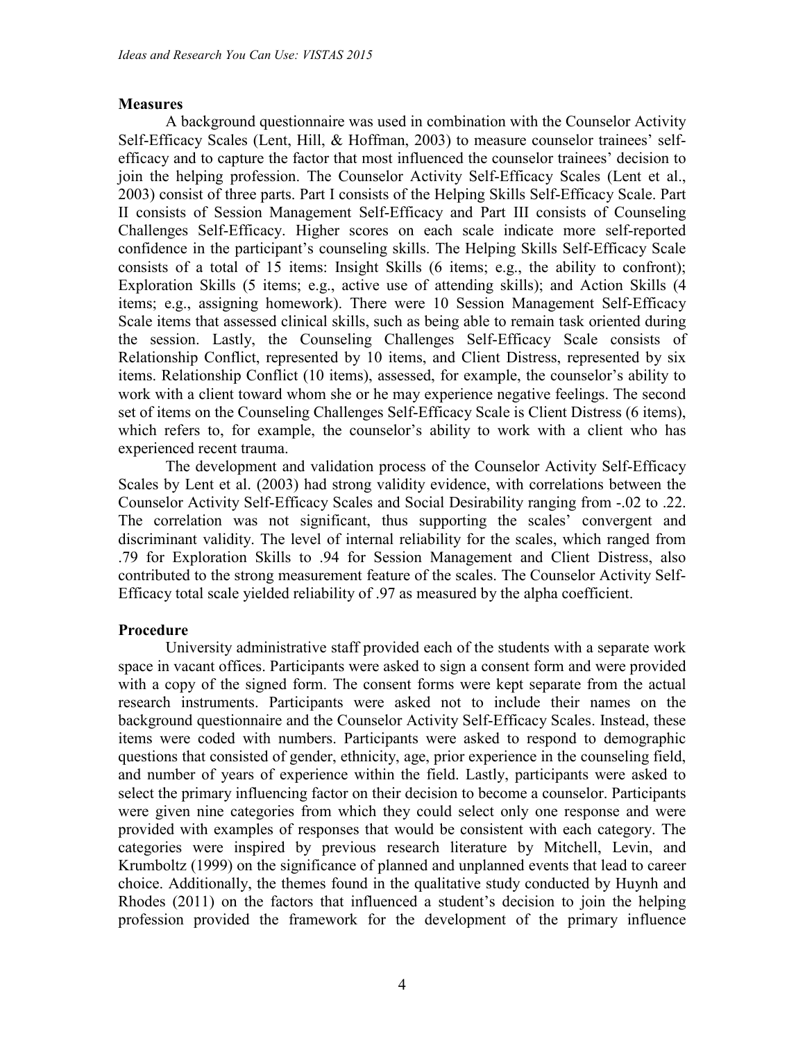## Measures

A background questionnaire was used in combination with the Counselor Activity Self-Efficacy Scales (Lent, Hill, & Hoffman, 2003) to measure counselor trainees' self-efficacy and to capture the factor that most influenced the counselor trainees' decision to join the helping profession. The Counselor Activity Self-Efficacy Scales (Lent et al., 2003) consist of three parts. Part I consists of the Helping Skills Self-Efficacy Scale. Part II consists of Session Management Self-Efficacy and Part III consists of Counseling Challenges Self-Efficacy. Higher scores on each scale indicate more self-reported confidence in the participant's counseling skills. The Helping Skills Self-Efficacy Scale consists of a total of 15 items: Insight Skills (6 items; e.g., the ability to confront); Exploration Skills (5 items; e.g., active use of attending skills); and Action Skills (4 items; e.g., assigning homework). There were 10 Session Management Self-Efficacy Scale items that assessed clinical skills, such as being able to remain task oriented during the session. Lastly, the Counseling Challenges Self-Efficacy Scale consists of Relationship Conflict, represented by 10 items, and Client Distress, represented by six items. Relationship Conflict (10 items), assessed, for example, the counselor's ability to work with a client toward whom she or he may experience negative feelings. The second set of items on the Counseling Challenges Self-Efficacy Scale is Client Distress (6 items), which refers to, for example, the counselor's ability to work with a client who has experienced recent trauma.

The development and validation process of the Counselor Activity Self-Efficacy Scales by Lent et al. (2003) had strong validity evidence, with correlations between the Counselor Activity Self-Efficacy Scales and Social Desirability ranging from -.02 to .22. The correlation was not significant, thus supporting the scales' convergent and discriminant validity. The level of internal reliability for the scales, which ranged from .79 for Exploration Skills to .94 for Session Management and Client Distress, also contributed to the strong measurement feature of the scales. The Counselor Activity Self-Efficacy total scale yielded reliability of .97 as measured by the alpha coefficient.

## Procedure

University administrative staff provided each of the students with a separate work space in vacant offices. Participants were asked to sign a consent form and were provided with a copy of the signed form. The consent forms were kept separate from the actual research instruments. Participants were asked not to include their names on the background questionnaire and the Counselor Activity Self-Efficacy Scales. Instead, these items were coded with numbers. Participants were asked to respond to demographic questions that consisted of gender, ethnicity, age, prior experience in the counseling field, and number of years of experience within the field. Lastly, participants were asked to select the primary influencing factor on their decision to become a counselor. Participants were given nine categories from which they could select only one response and were provided with examples of responses that would be consistent with each category. The categories were inspired by previous research literature by Mitchell, Levin, and Krumboltz (1999) on the significance of planned and unplanned events that lead to career choice. Additionally, the themes found in the qualitative study conducted by Huynh and Rhodes (2011) on the factors that influenced a student's decision to join the helping profession provided the framework for the development of the primary influence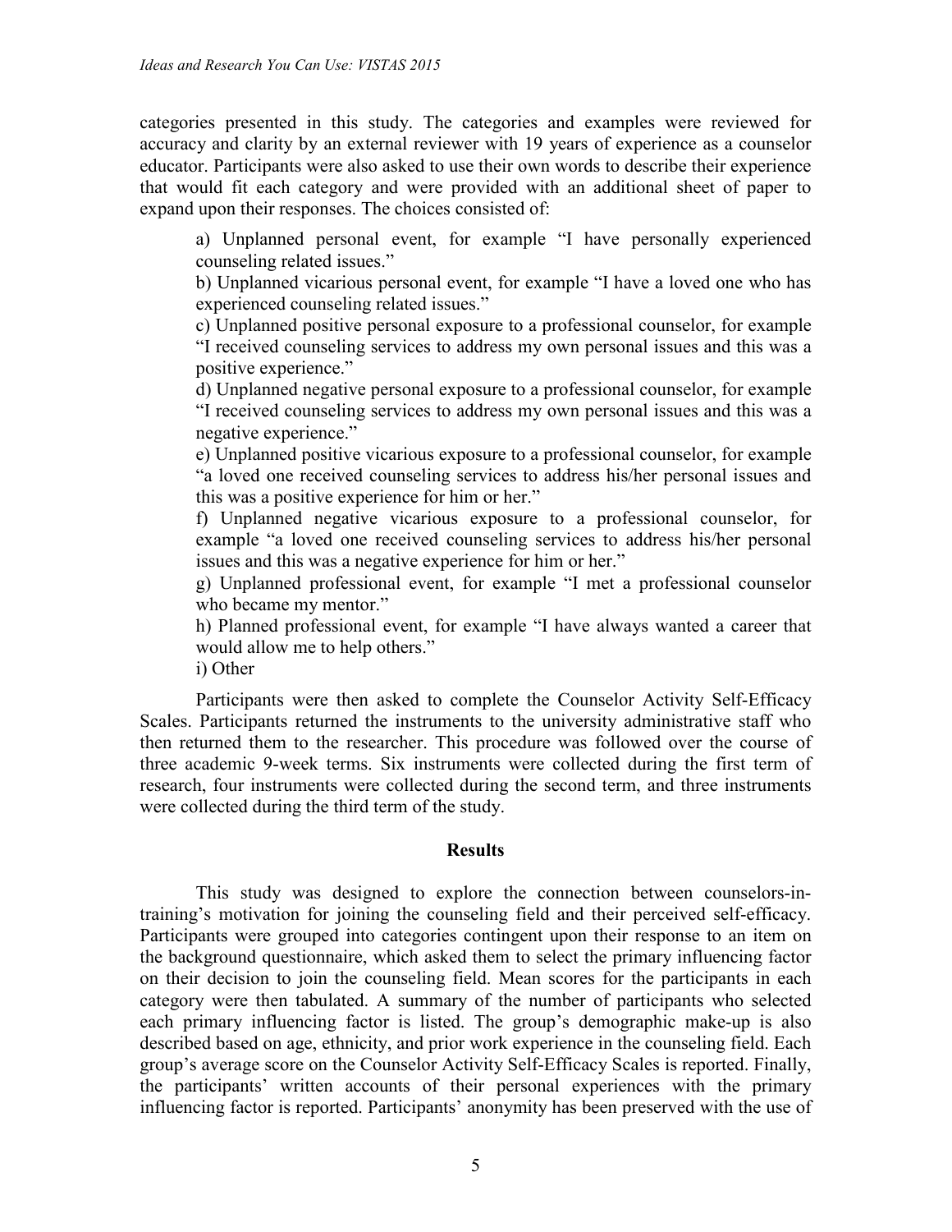categories presented in this study. The categories and examples were reviewed for accuracy and clarity by an external reviewer with 19 years of experience as a counselor educator. Participants were also asked to use their own words to describe their experience that would fit each category and were provided with an additional sheet of paper to expand upon their responses. The choices consisted of:

a) Unplanned personal event, for example "I have personally experienced counseling related issues."
b) Unplanned vicarious personal event, for example "I have a loved one who has experienced counseling related issues."
c) Unplanned positive personal exposure to a professional counselor, for example "I received counseling services to address my own personal issues and this was a positive experience."
d) Unplanned negative personal exposure to a professional counselor, for example "I received counseling services to address my own personal issues and this was a negative experience."
e) Unplanned positive vicarious exposure to a professional counselor, for example "a loved one received counseling services to address his/her personal issues and this was a positive experience for him or her."
f) Unplanned negative vicarious exposure to a professional counselor, for example "a loved one received counseling services to address his/her personal issues and this was a negative experience for him or her."
g) Unplanned professional event, for example "I met a professional counselor who became my mentor."
h) Planned professional event, for example "I have always wanted a career that would allow me to help others."
i) Other

Participants were then asked to complete the Counselor Activity Self-Efficacy Scales. Participants returned the instruments to the university administrative staff who then returned them to the researcher. This procedure was followed over the course of three academic 9-week terms. Six instruments were collected during the first term of research, four instruments were collected during the second term, and three instruments were collected during the third term of the study.

## Results

This study was designed to explore the connection between counselors-in-training's motivation for joining the counseling field and their perceived self-efficacy. Participants were grouped into categories contingent upon their response to an item on the background questionnaire, which asked them to select the primary influencing factor on their decision to join the counseling field. Mean scores for the participants in each category were then tabulated. A summary of the number of participants who selected each primary influencing factor is listed. The group's demographic make-up is also described based on age, ethnicity, and prior work experience in the counseling field. Each group's average score on the Counselor Activity Self-Efficacy Scales is reported. Finally, the participants' written accounts of their personal experiences with the primary influencing factor is reported. Participants' anonymity has been preserved with the use of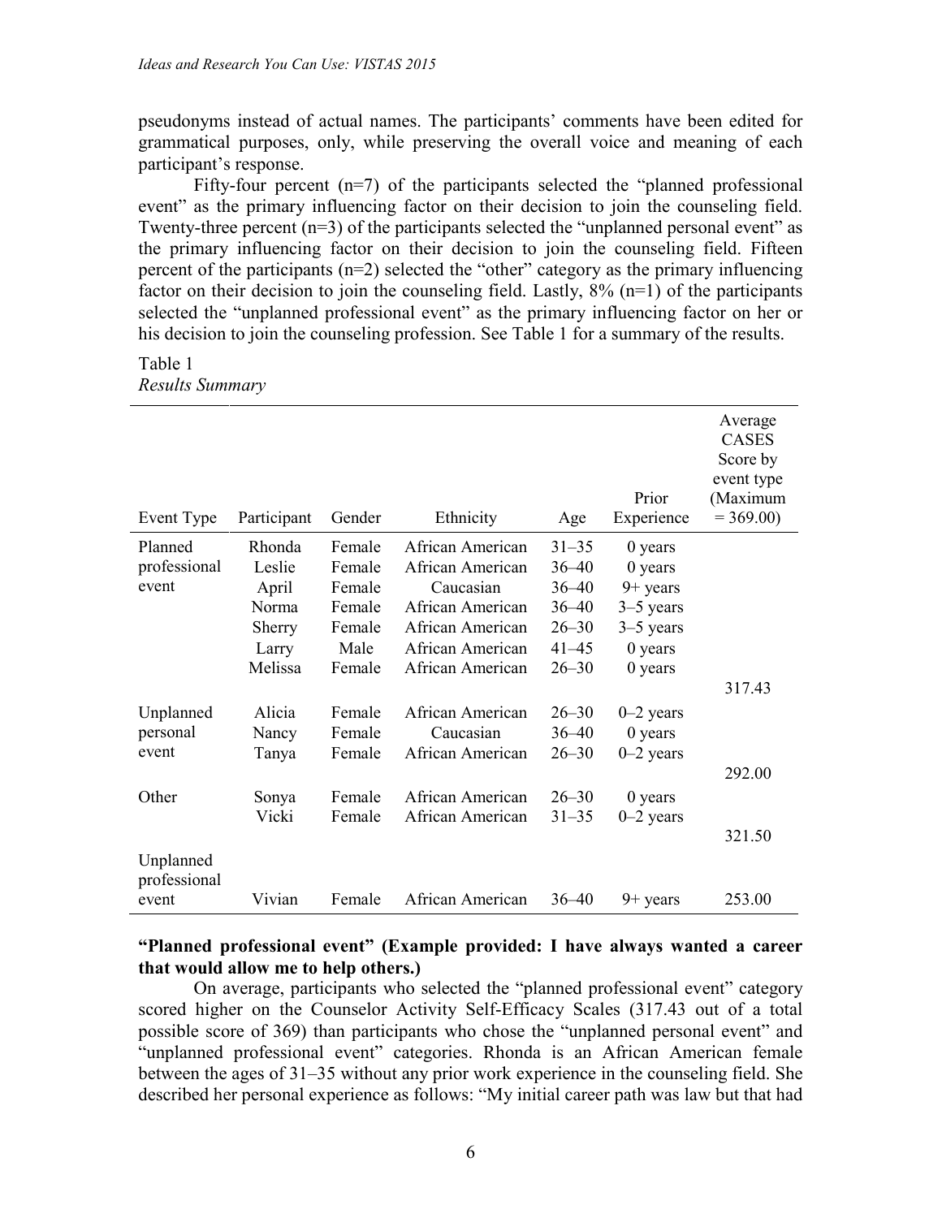pseudonyms instead of actual names. The participants' comments have been edited for grammatical purposes, only, while preserving the overall voice and meaning of each participant's response.

Fifty-four percent (n=7) of the participants selected the "planned professional event" as the primary influencing factor on their decision to join the counseling field. Twenty-three percent (n=3) of the participants selected the "unplanned personal event" as the primary influencing factor on their decision to join the counseling field. Fifteen percent of the participants (n=2) selected the "other" category as the primary influencing factor on their decision to join the counseling field. Lastly, 8% (n=1) of the participants selected the "unplanned professional event" as the primary influencing factor on her or his decision to join the counseling profession. See Table 1 for a summary of the results.

Table 1
*Results Summary*

| Event Type | Participant | Gender | Ethnicity | Age | Prior Experience | Average CASES Score by event type (Maximum = 369.00) |
|---|---|---|---|---|---|---|
| Planned professional event | Rhonda | Female | African American | 31–35 | 0 years | |
| | Leslie | Female | African American | 36–40 | 0 years | |
| | April | Female | Caucasian | 36–40 | 9+ years | |
| | Norma | Female | African American | 36–40 | 3–5 years | |
| | Sherry | Female | African American | 26–30 | 3–5 years | |
| | Larry | Male | African American | 41–45 | 0 years | |
| | Melissa | Female | African American | 26–30 | 0 years | |
| | | | | | | 317.43 |
| Unplanned personal event | Alicia | Female | African American | 26–30 | 0–2 years | |
| | Nancy | Female | Caucasian | 36–40 | 0 years | |
| | Tanya | Female | African American | 26–30 | 0–2 years | |
| | | | | | | 292.00 |
| Other | Sonya | Female | African American | 26–30 | 0 years | |
| | Vicki | Female | African American | 31–35 | 0–2 years | |
| | | | | | | 321.50 |
| Unplanned professional event | Vivian | Female | African American | 36–40 | 9+ years | 253.00 |

**"Planned professional event" (Example provided: I have always wanted a career that would allow me to help others.)**

On average, participants who selected the "planned professional event" category scored higher on the Counselor Activity Self-Efficacy Scales (317.43 out of a total possible score of 369) than participants who chose the "unplanned personal event" and "unplanned professional event" categories. Rhonda is an African American female between the ages of 31–35 without any prior work experience in the counseling field. She described her personal experience as follows: "My initial career path was law but that had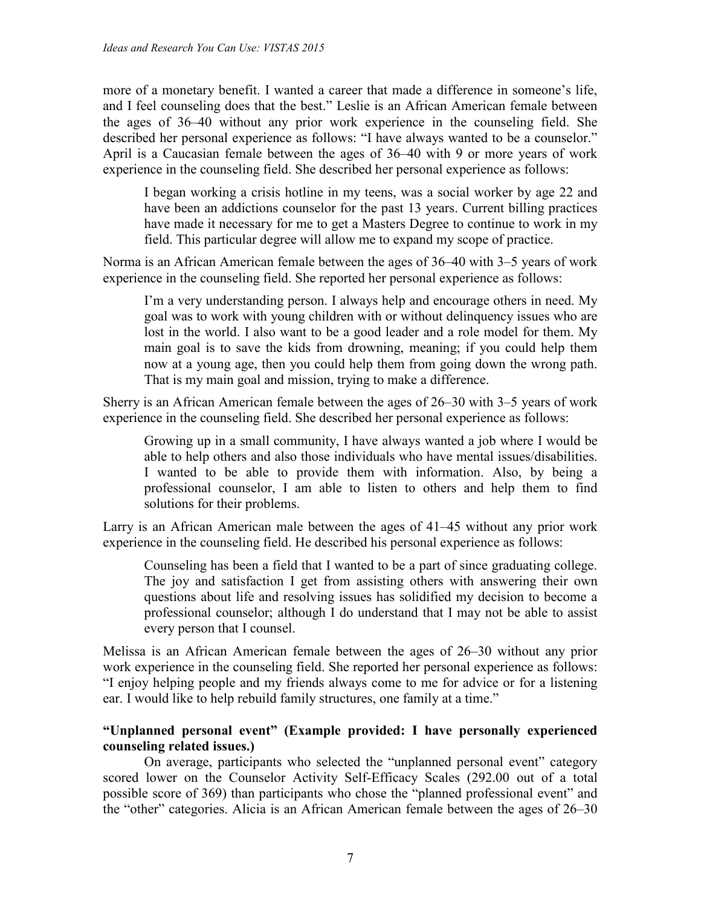more of a monetary benefit. I wanted a career that made a difference in someone's life, and I feel counseling does that the best." Leslie is an African American female between the ages of 36–40 without any prior work experience in the counseling field. She described her personal experience as follows: "I have always wanted to be a counselor." April is a Caucasian female between the ages of 36–40 with 9 or more years of work experience in the counseling field. She described her personal experience as follows:

> I began working a crisis hotline in my teens, was a social worker by age 22 and have been an addictions counselor for the past 13 years. Current billing practices have made it necessary for me to get a Masters Degree to continue to work in my field. This particular degree will allow me to expand my scope of practice.

Norma is an African American female between the ages of 36–40 with 3–5 years of work experience in the counseling field. She reported her personal experience as follows:

> I'm a very understanding person. I always help and encourage others in need. My goal was to work with young children with or without delinquency issues who are lost in the world. I also want to be a good leader and a role model for them. My main goal is to save the kids from drowning, meaning; if you could help them now at a young age, then you could help them from going down the wrong path. That is my main goal and mission, trying to make a difference.

Sherry is an African American female between the ages of 26–30 with 3–5 years of work experience in the counseling field. She described her personal experience as follows:

> Growing up in a small community, I have always wanted a job where I would be able to help others and also those individuals who have mental issues/disabilities. I wanted to be able to provide them with information. Also, by being a professional counselor, I am able to listen to others and help them to find solutions for their problems.

Larry is an African American male between the ages of 41–45 without any prior work experience in the counseling field. He described his personal experience as follows:

> Counseling has been a field that I wanted to be a part of since graduating college. The joy and satisfaction I get from assisting others with answering their own questions about life and resolving issues has solidified my decision to become a professional counselor; although I do understand that I may not be able to assist every person that I counsel.

Melissa is an African American female between the ages of 26–30 without any prior work experience in the counseling field. She reported her personal experience as follows: "I enjoy helping people and my friends always come to me for advice or for a listening ear. I would like to help rebuild family structures, one family at a time."

**"Unplanned personal event" (Example provided: I have personally experienced counseling related issues.)**

On average, participants who selected the "unplanned personal event" category scored lower on the Counselor Activity Self-Efficacy Scales (292.00 out of a total possible score of 369) than participants who chose the "planned professional event" and the "other" categories. Alicia is an African American female between the ages of 26–30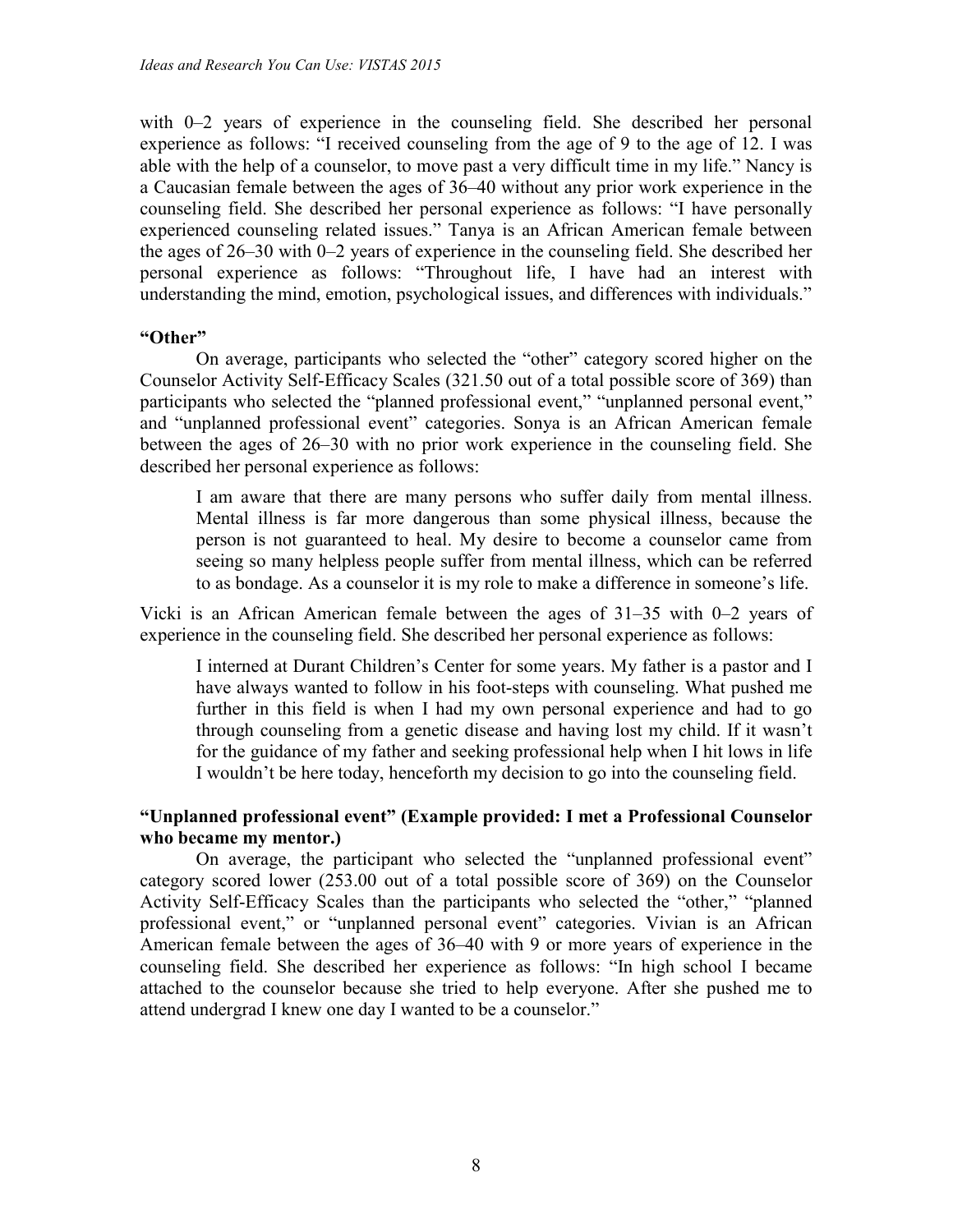with 0–2 years of experience in the counseling field. She described her personal experience as follows: "I received counseling from the age of 9 to the age of 12. I was able with the help of a counselor, to move past a very difficult time in my life." Nancy is a Caucasian female between the ages of 36–40 without any prior work experience in the counseling field. She described her personal experience as follows: "I have personally experienced counseling related issues." Tanya is an African American female between the ages of 26–30 with 0–2 years of experience in the counseling field. She described her personal experience as follows: "Throughout life, I have had an interest with understanding the mind, emotion, psychological issues, and differences with individuals."

### "Other"

On average, participants who selected the "other" category scored higher on the Counselor Activity Self-Efficacy Scales (321.50 out of a total possible score of 369) than participants who selected the "planned professional event," "unplanned personal event," and "unplanned professional event" categories. Sonya is an African American female between the ages of 26–30 with no prior work experience in the counseling field. She described her personal experience as follows:

> I am aware that there are many persons who suffer daily from mental illness. Mental illness is far more dangerous than some physical illness, because the person is not guaranteed to heal. My desire to become a counselor came from seeing so many helpless people suffer from mental illness, which can be referred to as bondage. As a counselor it is my role to make a difference in someone's life.

Vicki is an African American female between the ages of 31–35 with 0–2 years of experience in the counseling field. She described her personal experience as follows:

> I interned at Durant Children's Center for some years. My father is a pastor and I have always wanted to follow in his foot-steps with counseling. What pushed me further in this field is when I had my own personal experience and had to go through counseling from a genetic disease and having lost my child. If it wasn't for the guidance of my father and seeking professional help when I hit lows in life I wouldn't be here today, henceforth my decision to go into the counseling field.

### "Unplanned professional event" (Example provided: I met a Professional Counselor who became my mentor.)

On average, the participant who selected the "unplanned professional event" category scored lower (253.00 out of a total possible score of 369) on the Counselor Activity Self-Efficacy Scales than the participants who selected the "other," "planned professional event," or "unplanned personal event" categories. Vivian is an African American female between the ages of 36–40 with 9 or more years of experience in the counseling field. She described her experience as follows: "In high school I became attached to the counselor because she tried to help everyone. After she pushed me to attend undergrad I knew one day I wanted to be a counselor."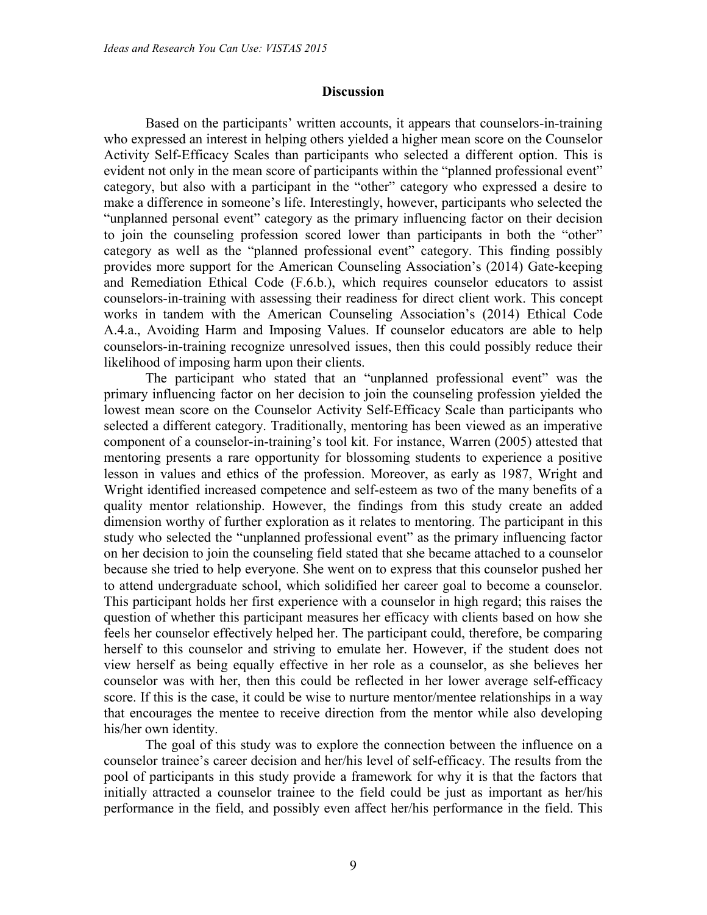## Discussion

Based on the participants' written accounts, it appears that counselors-in-training who expressed an interest in helping others yielded a higher mean score on the Counselor Activity Self-Efficacy Scales than participants who selected a different option. This is evident not only in the mean score of participants within the "planned professional event" category, but also with a participant in the "other" category who expressed a desire to make a difference in someone's life. Interestingly, however, participants who selected the "unplanned personal event" category as the primary influencing factor on their decision to join the counseling profession scored lower than participants in both the "other" category as well as the "planned professional event" category. This finding possibly provides more support for the American Counseling Association's (2014) Gate-keeping and Remediation Ethical Code (F.6.b.), which requires counselor educators to assist counselors-in-training with assessing their readiness for direct client work. This concept works in tandem with the American Counseling Association's (2014) Ethical Code A.4.a., Avoiding Harm and Imposing Values. If counselor educators are able to help counselors-in-training recognize unresolved issues, then this could possibly reduce their likelihood of imposing harm upon their clients.

The participant who stated that an "unplanned professional event" was the primary influencing factor on her decision to join the counseling profession yielded the lowest mean score on the Counselor Activity Self-Efficacy Scale than participants who selected a different category. Traditionally, mentoring has been viewed as an imperative component of a counselor-in-training's tool kit. For instance, Warren (2005) attested that mentoring presents a rare opportunity for blossoming students to experience a positive lesson in values and ethics of the profession. Moreover, as early as 1987, Wright and Wright identified increased competence and self-esteem as two of the many benefits of a quality mentor relationship. However, the findings from this study create an added dimension worthy of further exploration as it relates to mentoring. The participant in this study who selected the "unplanned professional event" as the primary influencing factor on her decision to join the counseling field stated that she became attached to a counselor because she tried to help everyone. She went on to express that this counselor pushed her to attend undergraduate school, which solidified her career goal to become a counselor. This participant holds her first experience with a counselor in high regard; this raises the question of whether this participant measures her efficacy with clients based on how she feels her counselor effectively helped her. The participant could, therefore, be comparing herself to this counselor and striving to emulate her. However, if the student does not view herself as being equally effective in her role as a counselor, as she believes her counselor was with her, then this could be reflected in her lower average self-efficacy score. If this is the case, it could be wise to nurture mentor/mentee relationships in a way that encourages the mentee to receive direction from the mentor while also developing his/her own identity.

The goal of this study was to explore the connection between the influence on a counselor trainee's career decision and her/his level of self-efficacy. The results from the pool of participants in this study provide a framework for why it is that the factors that initially attracted a counselor trainee to the field could be just as important as her/his performance in the field, and possibly even affect her/his performance in the field. This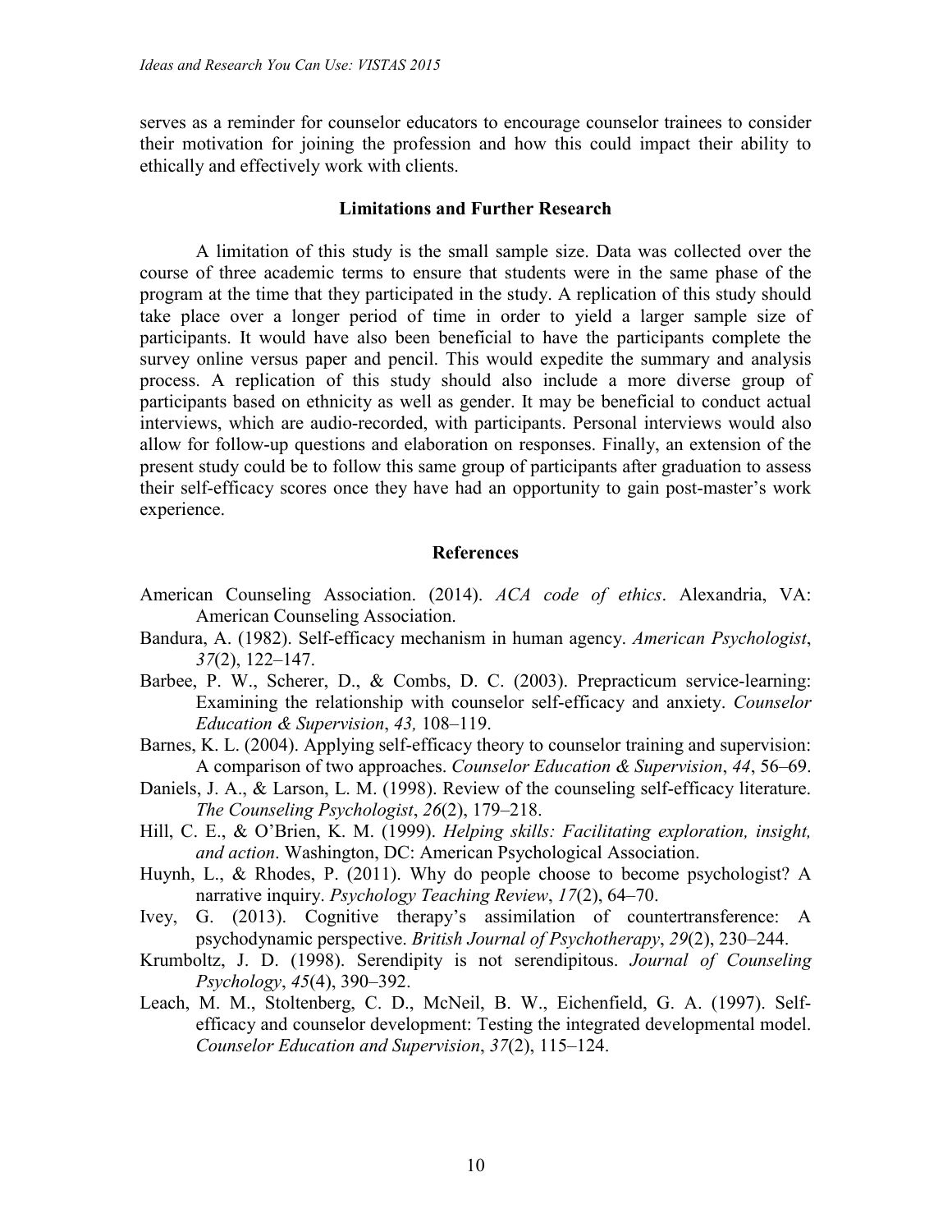serves as a reminder for counselor educators to encourage counselor trainees to consider their motivation for joining the profession and how this could impact their ability to ethically and effectively work with clients.

## Limitations and Further Research

A limitation of this study is the small sample size. Data was collected over the course of three academic terms to ensure that students were in the same phase of the program at the time that they participated in the study. A replication of this study should take place over a longer period of time in order to yield a larger sample size of participants. It would have also been beneficial to have the participants complete the survey online versus paper and pencil. This would expedite the summary and analysis process. A replication of this study should also include a more diverse group of participants based on ethnicity as well as gender. It may be beneficial to conduct actual interviews, which are audio-recorded, with participants. Personal interviews would also allow for follow-up questions and elaboration on responses. Finally, an extension of the present study could be to follow this same group of participants after graduation to assess their self-efficacy scores once they have had an opportunity to gain post-master's work experience.

## References

American Counseling Association. (2014). *ACA code of ethics*. Alexandria, VA: American Counseling Association.

Bandura, A. (1982). Self-efficacy mechanism in human agency. *American Psychologist*, *37*(2), 122–147.

Barbee, P. W., Scherer, D., & Combs, D. C. (2003). Prepracticum service-learning: Examining the relationship with counselor self-efficacy and anxiety. *Counselor Education & Supervision*, *43,* 108–119.

Barnes, K. L. (2004). Applying self-efficacy theory to counselor training and supervision: A comparison of two approaches. *Counselor Education & Supervision*, *44*, 56–69.

Daniels, J. A., & Larson, L. M. (1998). Review of the counseling self-efficacy literature. *The Counseling Psychologist*, *26*(2), 179–218.

Hill, C. E., & O'Brien, K. M. (1999). *Helping skills: Facilitating exploration, insight, and action*. Washington, DC: American Psychological Association.

Huynh, L., & Rhodes, P. (2011). Why do people choose to become psychologist? A narrative inquiry. *Psychology Teaching Review*, *17*(2), 64–70.

Ivey, G. (2013). Cognitive therapy's assimilation of countertransference: A psychodynamic perspective. *British Journal of Psychotherapy*, *29*(2), 230–244.

Krumboltz, J. D. (1998). Serendipity is not serendipitous. *Journal of Counseling Psychology*, *45*(4), 390–392.

Leach, M. M., Stoltenberg, C. D., McNeil, B. W., Eichenfield, G. A. (1997). Self-efficacy and counselor development: Testing the integrated developmental model. *Counselor Education and Supervision*, *37*(2), 115–124.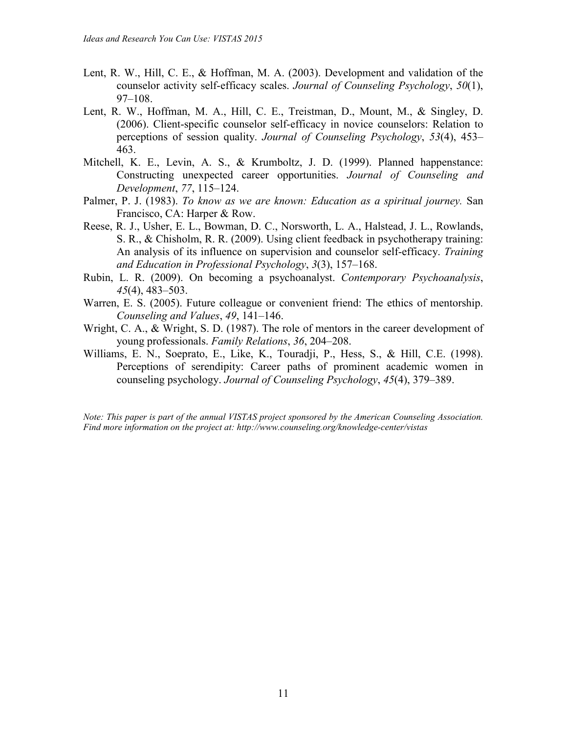Lent, R. W., Hill, C. E., & Hoffman, M. A. (2003). Development and validation of the counselor activity self-efficacy scales. *Journal of Counseling Psychology*, *50*(1), 97–108.

Lent, R. W., Hoffman, M. A., Hill, C. E., Treistman, D., Mount, M., & Singley, D. (2006). Client-specific counselor self-efficacy in novice counselors: Relation to perceptions of session quality. *Journal of Counseling Psychology*, *53*(4), 453–463.

Mitchell, K. E., Levin, A. S., & Krumboltz, J. D. (1999). Planned happenstance: Constructing unexpected career opportunities. *Journal of Counseling and Development*, *77*, 115–124.

Palmer, P. J. (1983). *To know as we are known: Education as a spiritual journey.* San Francisco, CA: Harper & Row.

Reese, R. J., Usher, E. L., Bowman, D. C., Norsworth, L. A., Halstead, J. L., Rowlands, S. R., & Chisholm, R. R. (2009). Using client feedback in psychotherapy training: An analysis of its influence on supervision and counselor self-efficacy. *Training and Education in Professional Psychology*, *3*(3), 157–168.

Rubin, L. R. (2009). On becoming a psychoanalyst. *Contemporary Psychoanalysis*, *45*(4), 483–503.

Warren, E. S. (2005). Future colleague or convenient friend: The ethics of mentorship. *Counseling and Values*, *49*, 141–146.

Wright, C. A., & Wright, S. D. (1987). The role of mentors in the career development of young professionals. *Family Relations*, *36*, 204–208.

Williams, E. N., Soeprato, E., Like, K., Touradji, P., Hess, S., & Hill, C.E. (1998). Perceptions of serendipity: Career paths of prominent academic women in counseling psychology. *Journal of Counseling Psychology*, *45*(4), 379–389.

*Note: This paper is part of the annual VISTAS project sponsored by the American Counseling Association. Find more information on the project at: http://www.counseling.org/knowledge-center/vistas*